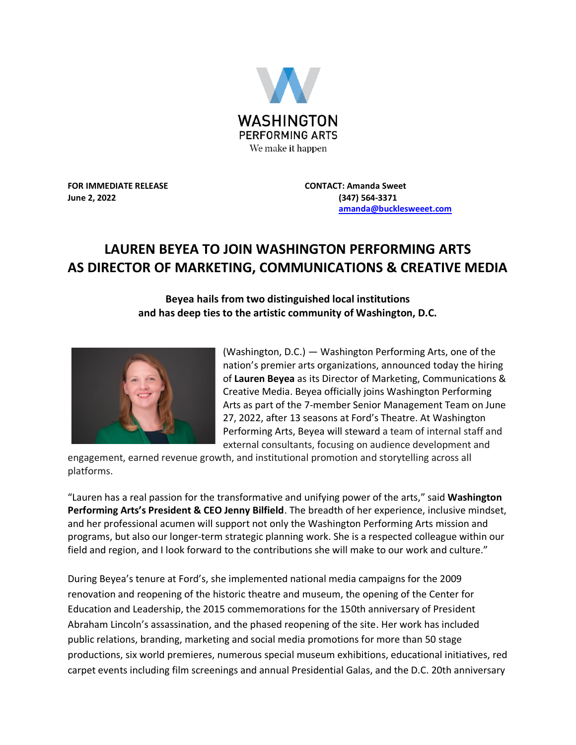WASHINGTON
PERFORMING ARTS
We make it happen

**FOR IMMEDIATE RELEASE**
**June 2, 2022**

**CONTACT: Amanda Sweet**
**(347) 564-3371**
**amanda@bucklesweeet.com**

# LAUREN BEYEA TO JOIN WASHINGTON PERFORMING ARTS AS DIRECTOR OF MARKETING, COMMUNICATIONS & CREATIVE MEDIA

**Beyea hails from two distinguished local institutions and has deep ties to the artistic community of Washington, D.C.**

(Washington, D.C.) — Washington Performing Arts, one of the nation's premier arts organizations, announced today the hiring of **Lauren Beyea** as its Director of Marketing, Communications & Creative Media. Beyea officially joins Washington Performing Arts as part of the 7-member Senior Management Team on June 27, 2022, after 13 seasons at Ford's Theatre. At Washington Performing Arts, Beyea will steward a team of internal staff and external consultants, focusing on audience development and engagement, earned revenue growth, and institutional promotion and storytelling across all platforms.

"Lauren has a real passion for the transformative and unifying power of the arts," said **Washington Performing Arts's President & CEO Jenny Bilfield**. The breadth of her experience, inclusive mindset, and her professional acumen will support not only the Washington Performing Arts mission and programs, but also our longer-term strategic planning work. She is a respected colleague within our field and region, and I look forward to the contributions she will make to our work and culture."

During Beyea's tenure at Ford's, she implemented national media campaigns for the 2009 renovation and reopening of the historic theatre and museum, the opening of the Center for Education and Leadership, the 2015 commemorations for the 150th anniversary of President Abraham Lincoln's assassination, and the phased reopening of the site. Her work has included public relations, branding, marketing and social media promotions for more than 50 stage productions, six world premieres, numerous special museum exhibitions, educational initiatives, red carpet events including film screenings and annual Presidential Galas, and the D.C. 20th anniversary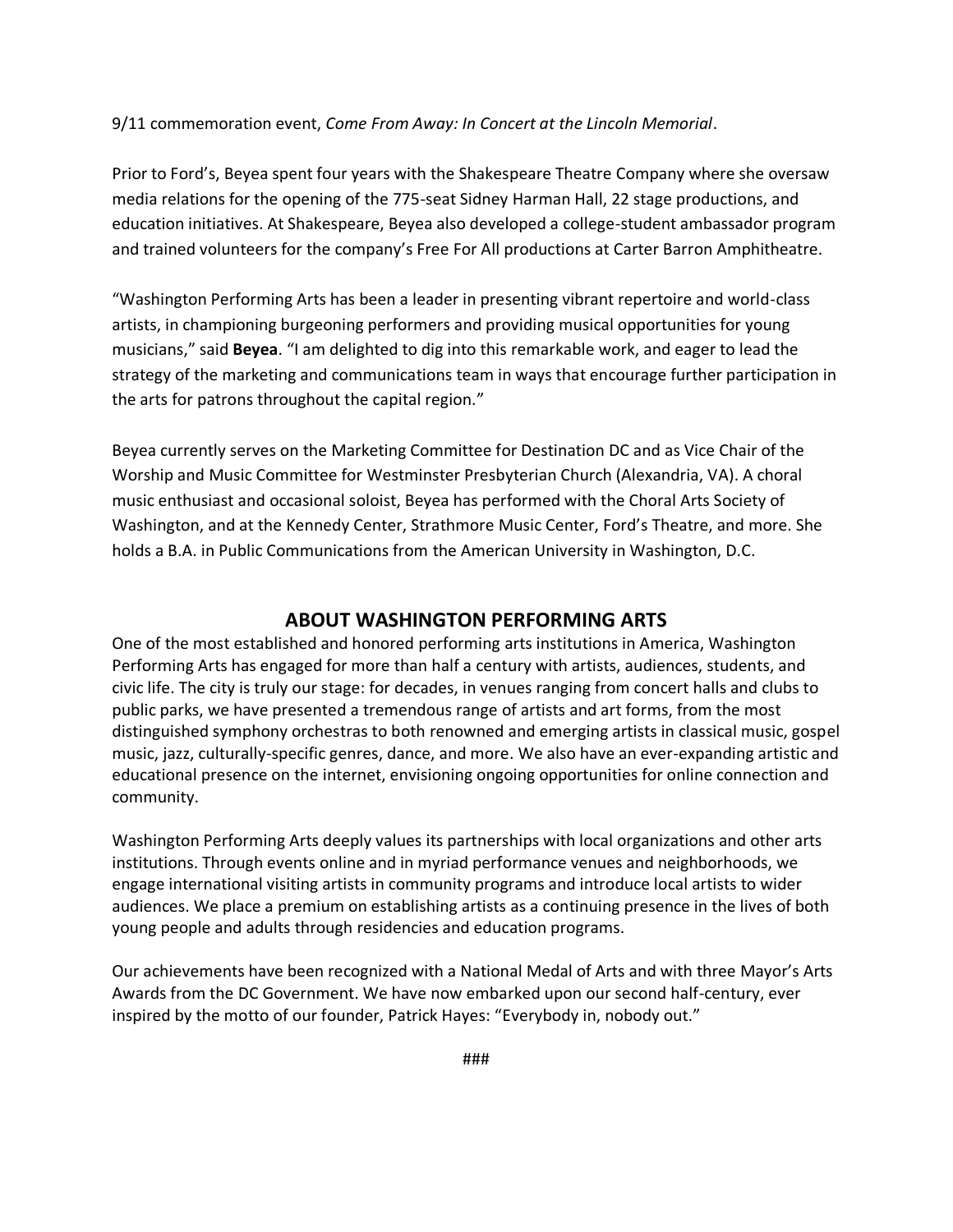9/11 commemoration event, *Come From Away: In Concert at the Lincoln Memorial*.

Prior to Ford's, Beyea spent four years with the Shakespeare Theatre Company where she oversaw media relations for the opening of the 775-seat Sidney Harman Hall, 22 stage productions, and education initiatives. At Shakespeare, Beyea also developed a college-student ambassador program and trained volunteers for the company's Free For All productions at Carter Barron Amphitheatre.

"Washington Performing Arts has been a leader in presenting vibrant repertoire and world-class artists, in championing burgeoning performers and providing musical opportunities for young musicians," said **Beyea**. "I am delighted to dig into this remarkable work, and eager to lead the strategy of the marketing and communications team in ways that encourage further participation in the arts for patrons throughout the capital region."

Beyea currently serves on the Marketing Committee for Destination DC and as Vice Chair of the Worship and Music Committee for Westminster Presbyterian Church (Alexandria, VA). A choral music enthusiast and occasional soloist, Beyea has performed with the Choral Arts Society of Washington, and at the Kennedy Center, Strathmore Music Center, Ford's Theatre, and more. She holds a B.A. in Public Communications from the American University in Washington, D.C.

## ABOUT WASHINGTON PERFORMING ARTS

One of the most established and honored performing arts institutions in America, Washington Performing Arts has engaged for more than half a century with artists, audiences, students, and civic life. The city is truly our stage: for decades, in venues ranging from concert halls and clubs to public parks, we have presented a tremendous range of artists and art forms, from the most distinguished symphony orchestras to both renowned and emerging artists in classical music, gospel music, jazz, culturally-specific genres, dance, and more. We also have an ever-expanding artistic and educational presence on the internet, envisioning ongoing opportunities for online connection and community.

Washington Performing Arts deeply values its partnerships with local organizations and other arts institutions. Through events online and in myriad performance venues and neighborhoods, we engage international visiting artists in community programs and introduce local artists to wider audiences. We place a premium on establishing artists as a continuing presence in the lives of both young people and adults through residencies and education programs.

Our achievements have been recognized with a National Medal of Arts and with three Mayor's Arts Awards from the DC Government. We have now embarked upon our second half-century, ever inspired by the motto of our founder, Patrick Hayes: "Everybody in, nobody out."

###